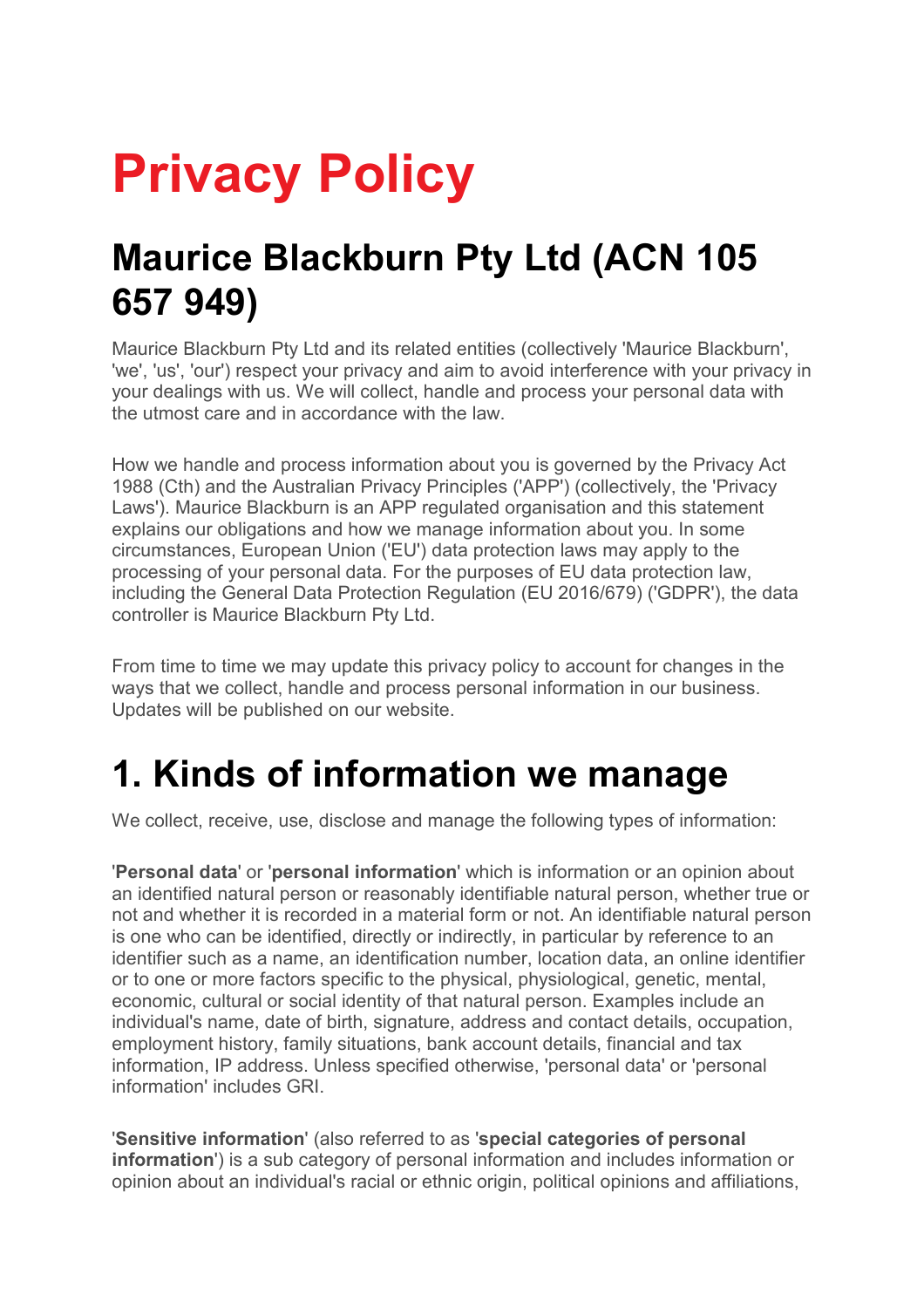# Privacy Policy

## Maurice Blackburn Pty Ltd (ACN 105 657 949)

Maurice Blackburn Pty Ltd and its related entities (collectively 'Maurice Blackburn', 'we', 'us', 'our') respect your privacy and aim to avoid interference with your privacy in your dealings with us. We will collect, handle and process your personal data with the utmost care and in accordance with the law.

How we handle and process information about you is governed by the Privacy Act 1988 (Cth) and the Australian Privacy Principles ('APP') (collectively, the 'Privacy Laws'). Maurice Blackburn is an APP regulated organisation and this statement explains our obligations and how we manage information about you. In some circumstances, European Union ('EU') data protection laws may apply to the processing of your personal data. For the purposes of EU data protection law, including the General Data Protection Regulation (EU 2016/679) ('GDPR'), the data controller is Maurice Blackburn Pty Ltd.

From time to time we may update this privacy policy to account for changes in the ways that we collect, handle and process personal information in our business. Updates will be published on our website.

# 1. Kinds of information we manage

We collect, receive, use, disclose and manage the following types of information:

'**Personal data**' or '**personal information**' which is information or an opinion about an identified natural person or reasonably identifiable natural person, whether true or not and whether it is recorded in a material form or not. An identifiable natural person is one who can be identified, directly or indirectly, in particular by reference to an identifier such as a name, an identification number, location data, an online identifier or to one or more factors specific to the physical, physiological, genetic, mental, economic, cultural or social identity of that natural person. Examples include an individual's name, date of birth, signature, address and contact details, occupation, employment history, family situations, bank account details, financial and tax information, IP address. Unless specified otherwise, 'personal data' or 'personal information' includes GRI.

'**Sensitive information**' (also referred to as '**special categories of personal information**') is a sub category of personal information and includes information or opinion about an individual's racial or ethnic origin, political opinions and affiliations,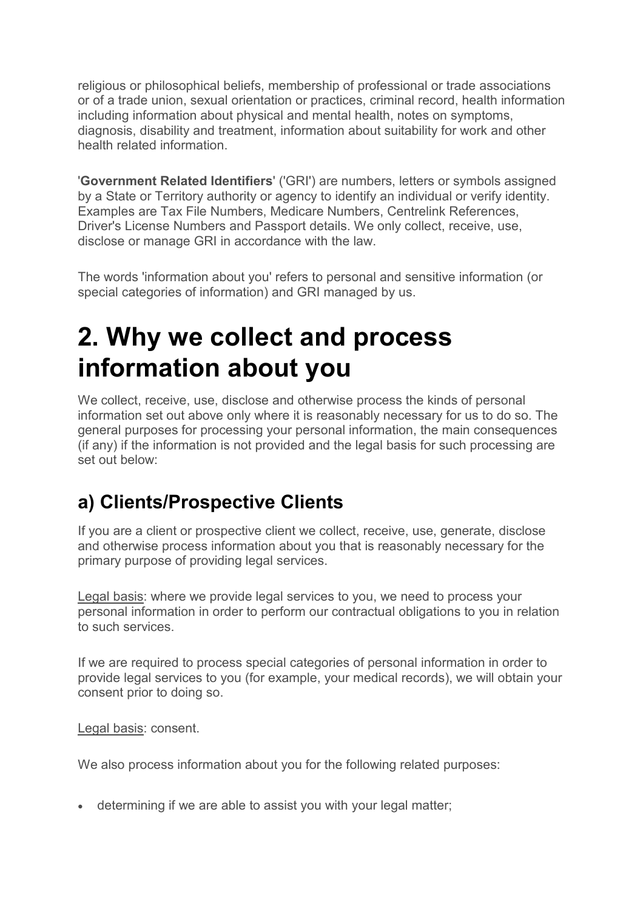religious or philosophical beliefs, membership of professional or trade associations or of a trade union, sexual orientation or practices, criminal record, health information including information about physical and mental health, notes on symptoms, diagnosis, disability and treatment, information about suitability for work and other health related information.

'**Government Related Identifiers**' ('GRI') are numbers, letters or symbols assigned by a State or Territory authority or agency to identify an individual or verify identity. Examples are Tax File Numbers, Medicare Numbers, Centrelink References, Driver's License Numbers and Passport details. We only collect, receive, use, disclose or manage GRI in accordance with the law.

The words 'information about you' refers to personal and sensitive information (or special categories of information) and GRI managed by us.

# 2. Why we collect and process information about you

We collect, receive, use, disclose and otherwise process the kinds of personal information set out above only where it is reasonably necessary for us to do so. The general purposes for processing your personal information, the main consequences (if any) if the information is not provided and the legal basis for such processing are set out below:

## a) Clients/Prospective Clients

If you are a client or prospective client we collect, receive, use, generate, disclose and otherwise process information about you that is reasonably necessary for the primary purpose of providing legal services.

Legal basis: where we provide legal services to you, we need to process your personal information in order to perform our contractual obligations to you in relation to such services.

If we are required to process special categories of personal information in order to provide legal services to you (for example, your medical records), we will obtain your consent prior to doing so.

Legal basis: consent.

We also process information about you for the following related purposes:

- determining if we are able to assist you with your legal matter;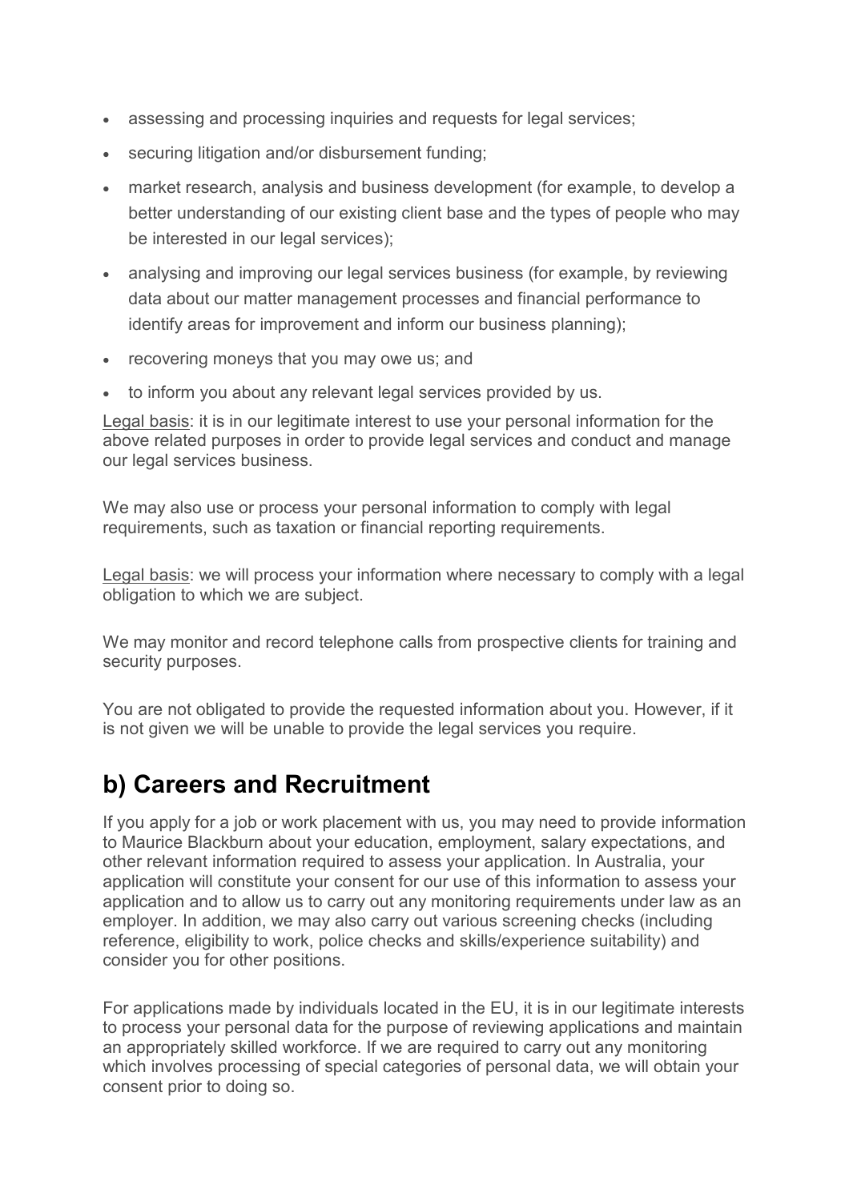- assessing and processing inquiries and requests for legal services;
- securing litigation and/or disbursement funding;
- market research, analysis and business development (for example, to develop a better understanding of our existing client base and the types of people who may be interested in our legal services);
- analysing and improving our legal services business (for example, by reviewing data about our matter management processes and financial performance to identify areas for improvement and inform our business planning);
- recovering moneys that you may owe us; and
- to inform you about any relevant legal services provided by us.

Legal basis: it is in our legitimate interest to use your personal information for the above related purposes in order to provide legal services and conduct and manage our legal services business.

We may also use or process your personal information to comply with legal requirements, such as taxation or financial reporting requirements.

Legal basis: we will process your information where necessary to comply with a legal obligation to which we are subject.

We may monitor and record telephone calls from prospective clients for training and security purposes.

You are not obligated to provide the requested information about you. However, if it is not given we will be unable to provide the legal services you require.

## b) Careers and Recruitment

If you apply for a job or work placement with us, you may need to provide information to Maurice Blackburn about your education, employment, salary expectations, and other relevant information required to assess your application. In Australia, your application will constitute your consent for our use of this information to assess your application and to allow us to carry out any monitoring requirements under law as an employer. In addition, we may also carry out various screening checks (including reference, eligibility to work, police checks and skills/experience suitability) and consider you for other positions.

For applications made by individuals located in the EU, it is in our legitimate interests to process your personal data for the purpose of reviewing applications and maintain an appropriately skilled workforce. If we are required to carry out any monitoring which involves processing of special categories of personal data, we will obtain your consent prior to doing so.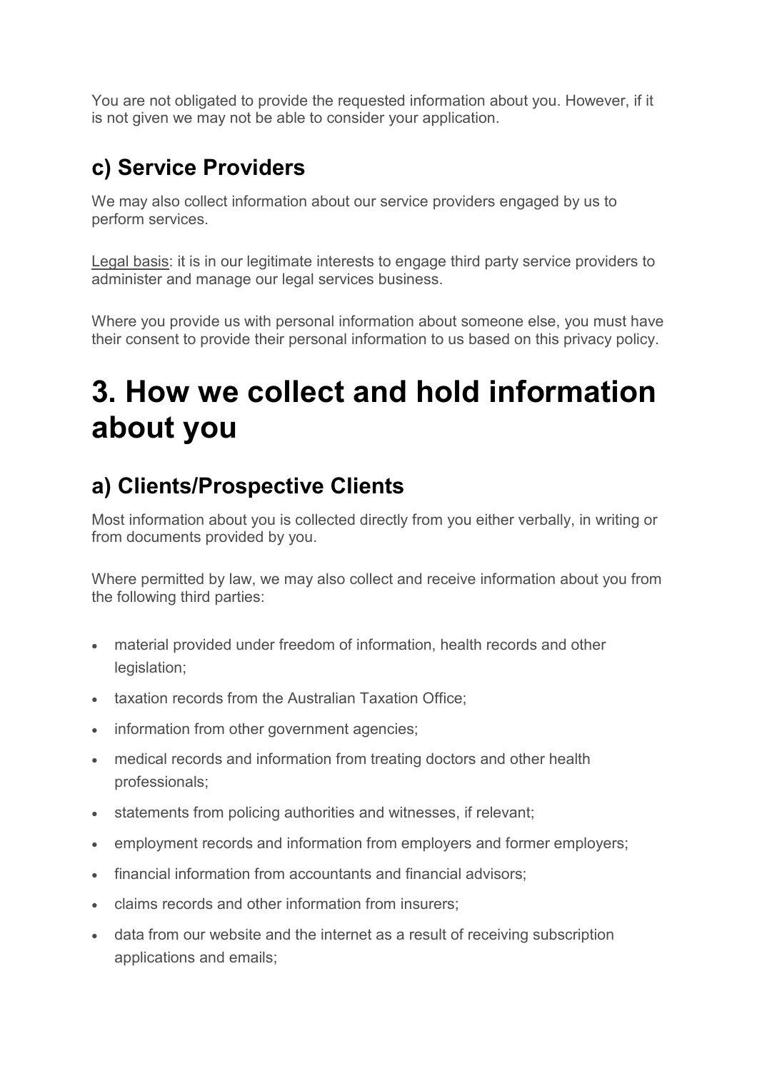You are not obligated to provide the requested information about you. However, if it is not given we may not be able to consider your application.

## c) Service Providers

We may also collect information about our service providers engaged by us to perform services.

Legal basis: it is in our legitimate interests to engage third party service providers to administer and manage our legal services business.

Where you provide us with personal information about someone else, you must have their consent to provide their personal information to us based on this privacy policy.

# 3. How we collect and hold information about you

## a) Clients/Prospective Clients

Most information about you is collected directly from you either verbally, in writing or from documents provided by you.

Where permitted by law, we may also collect and receive information about you from the following third parties:

- material provided under freedom of information, health records and other legislation;
- taxation records from the Australian Taxation Office;
- information from other government agencies;
- medical records and information from treating doctors and other health professionals;
- statements from policing authorities and witnesses, if relevant;
- employment records and information from employers and former employers;
- financial information from accountants and financial advisors;
- claims records and other information from insurers;
- data from our website and the internet as a result of receiving subscription applications and emails;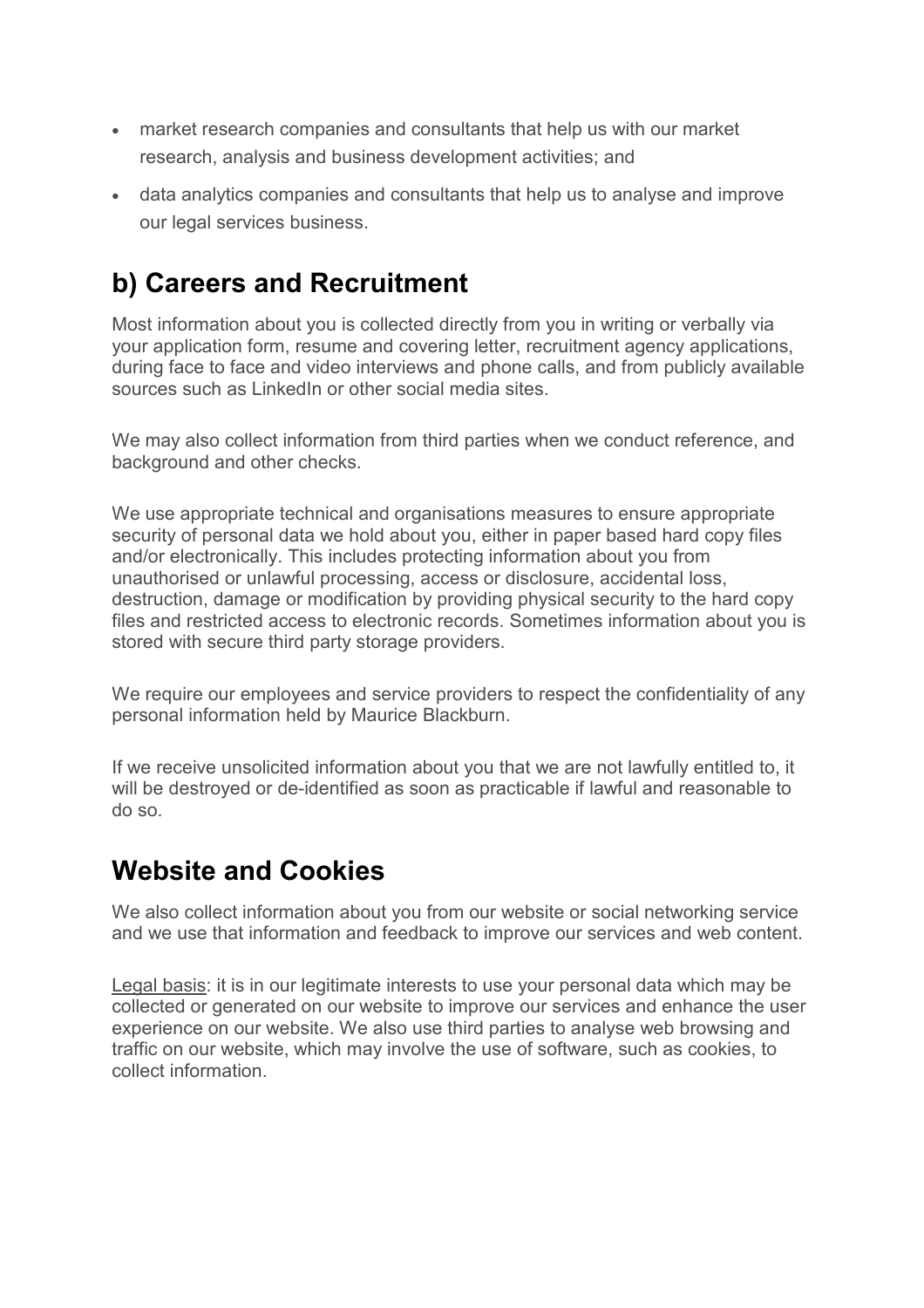- market research companies and consultants that help us with our market research, analysis and business development activities; and
- data analytics companies and consultants that help us to analyse and improve our legal services business.

## b) Careers and Recruitment

Most information about you is collected directly from you in writing or verbally via your application form, resume and covering letter, recruitment agency applications, during face to face and video interviews and phone calls, and from publicly available sources such as LinkedIn or other social media sites.

We may also collect information from third parties when we conduct reference, and background and other checks.

We use appropriate technical and organisations measures to ensure appropriate security of personal data we hold about you, either in paper based hard copy files and/or electronically. This includes protecting information about you from unauthorised or unlawful processing, access or disclosure, accidental loss, destruction, damage or modification by providing physical security to the hard copy files and restricted access to electronic records. Sometimes information about you is stored with secure third party storage providers.

We require our employees and service providers to respect the confidentiality of any personal information held by Maurice Blackburn.

If we receive unsolicited information about you that we are not lawfully entitled to, it will be destroyed or de-identified as soon as practicable if lawful and reasonable to do so.

## Website and Cookies

We also collect information about you from our website or social networking service and we use that information and feedback to improve our services and web content.

<u>Legal basis</u>: it is in our legitimate interests to use your personal data which may be collected or generated on our website to improve our services and enhance the user experience on our website. We also use third parties to analyse web browsing and traffic on our website, which may involve the use of software, such as cookies, to collect information.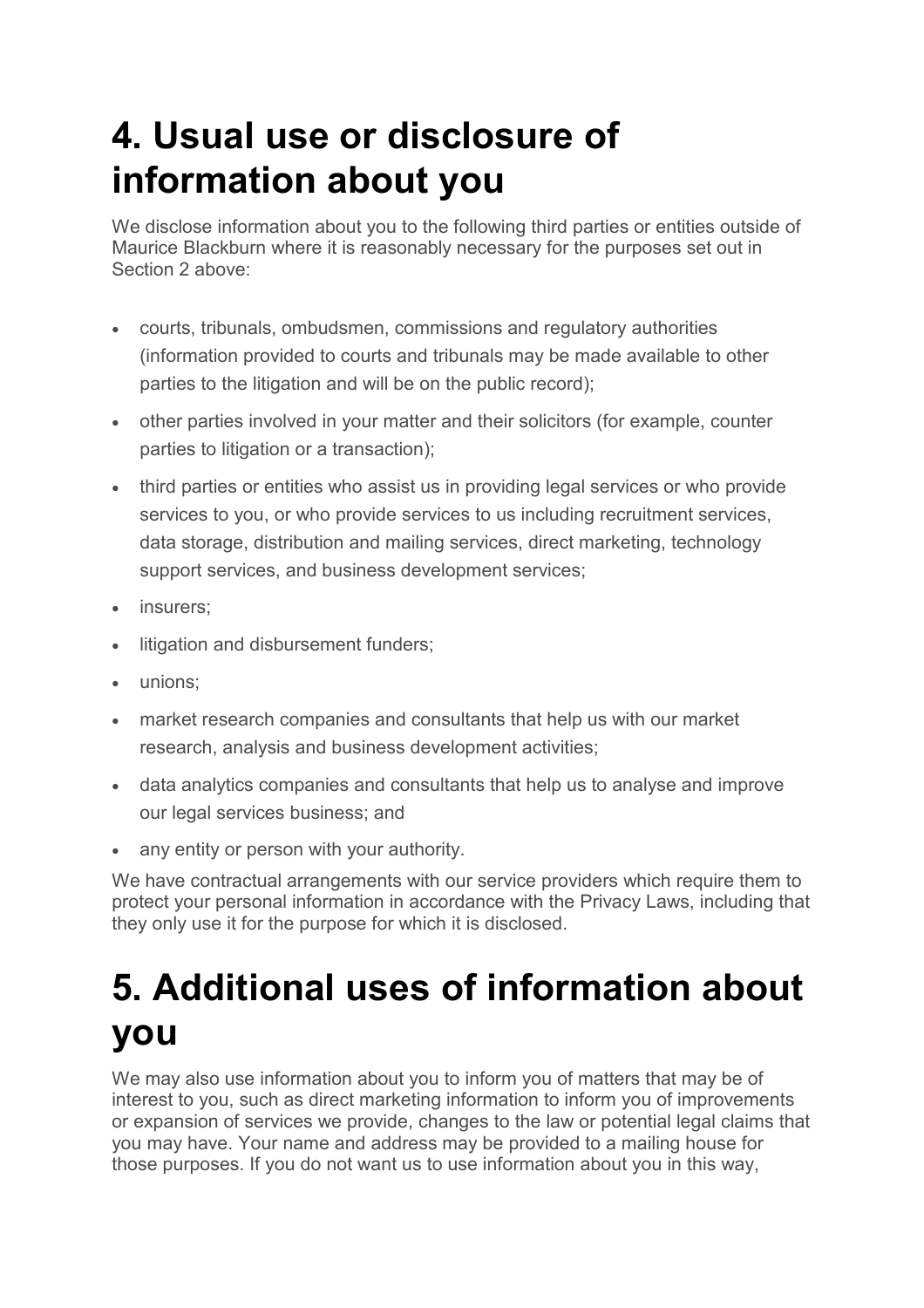# 4. Usual use or disclosure of information about you

We disclose information about you to the following third parties or entities outside of Maurice Blackburn where it is reasonably necessary for the purposes set out in Section 2 above:

- courts, tribunals, ombudsmen, commissions and regulatory authorities (information provided to courts and tribunals may be made available to other parties to the litigation and will be on the public record);
- other parties involved in your matter and their solicitors (for example, counter parties to litigation or a transaction);
- third parties or entities who assist us in providing legal services or who provide services to you, or who provide services to us including recruitment services, data storage, distribution and mailing services, direct marketing, technology support services, and business development services;
- insurers;
- litigation and disbursement funders;
- unions;
- market research companies and consultants that help us with our market research, analysis and business development activities;
- data analytics companies and consultants that help us to analyse and improve our legal services business; and
- any entity or person with your authority.

We have contractual arrangements with our service providers which require them to protect your personal information in accordance with the Privacy Laws, including that they only use it for the purpose for which it is disclosed.

# 5. Additional uses of information about you

We may also use information about you to inform you of matters that may be of interest to you, such as direct marketing information to inform you of improvements or expansion of services we provide, changes to the law or potential legal claims that you may have. Your name and address may be provided to a mailing house for those purposes. If you do not want us to use information about you in this way,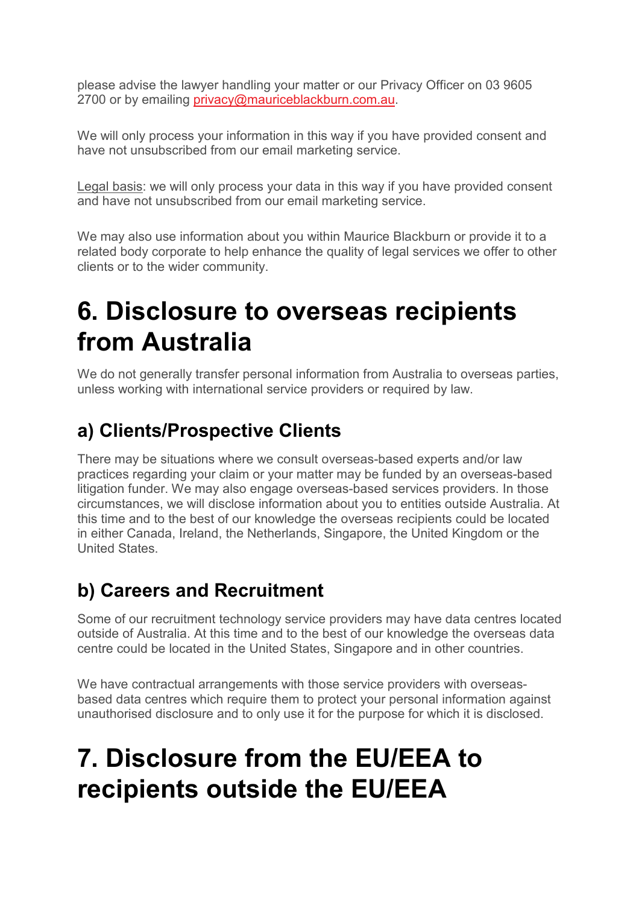please advise the lawyer handling your matter or our Privacy Officer on 03 9605 2700 or by emailing privacy@mauriceblackburn.com.au.

We will only process your information in this way if you have provided consent and have not unsubscribed from our email marketing service.

Legal basis: we will only process your data in this way if you have provided consent and have not unsubscribed from our email marketing service.

We may also use information about you within Maurice Blackburn or provide it to a related body corporate to help enhance the quality of legal services we offer to other clients or to the wider community.

# 6. Disclosure to overseas recipients from Australia

We do not generally transfer personal information from Australia to overseas parties, unless working with international service providers or required by law.

## a) Clients/Prospective Clients

There may be situations where we consult overseas-based experts and/or law practices regarding your claim or your matter may be funded by an overseas-based litigation funder. We may also engage overseas-based services providers. In those circumstances, we will disclose information about you to entities outside Australia. At this time and to the best of our knowledge the overseas recipients could be located in either Canada, Ireland, the Netherlands, Singapore, the United Kingdom or the United States.

## b) Careers and Recruitment

Some of our recruitment technology service providers may have data centres located outside of Australia. At this time and to the best of our knowledge the overseas data centre could be located in the United States, Singapore and in other countries.

We have contractual arrangements with those service providers with overseas-based data centres which require them to protect your personal information against unauthorised disclosure and to only use it for the purpose for which it is disclosed.

# 7. Disclosure from the EU/EEA to recipients outside the EU/EEA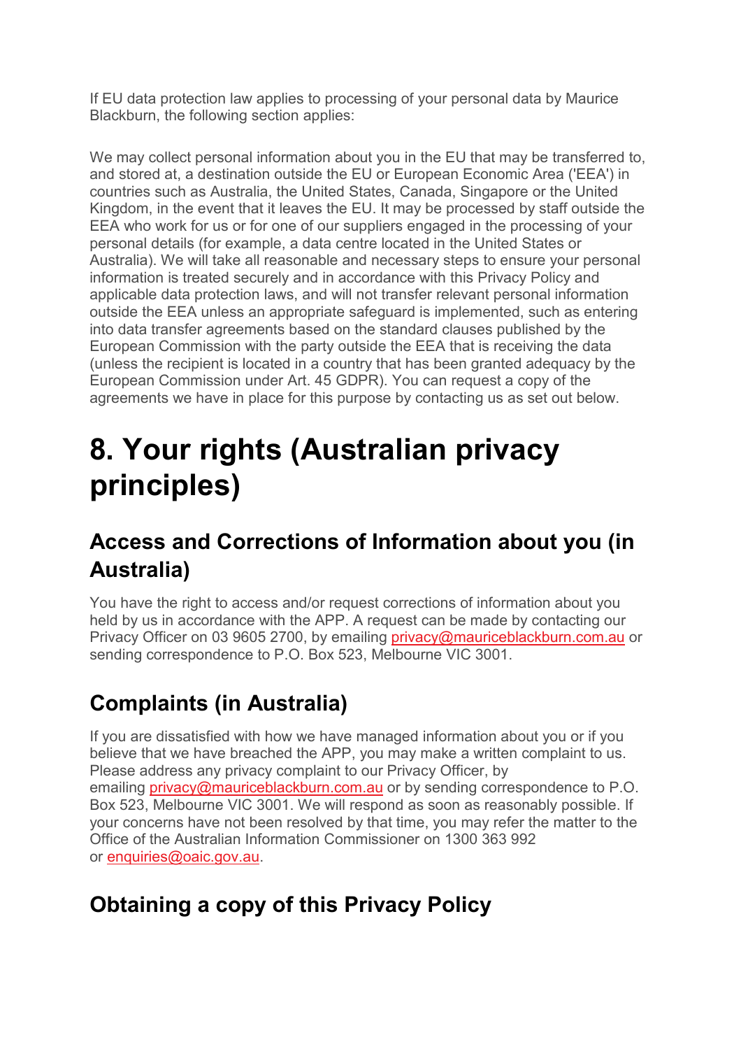If EU data protection law applies to processing of your personal data by Maurice Blackburn, the following section applies:

We may collect personal information about you in the EU that may be transferred to, and stored at, a destination outside the EU or European Economic Area ('EEA') in countries such as Australia, the United States, Canada, Singapore or the United Kingdom, in the event that it leaves the EU. It may be processed by staff outside the EEA who work for us or for one of our suppliers engaged in the processing of your personal details (for example, a data centre located in the United States or Australia). We will take all reasonable and necessary steps to ensure your personal information is treated securely and in accordance with this Privacy Policy and applicable data protection laws, and will not transfer relevant personal information outside the EEA unless an appropriate safeguard is implemented, such as entering into data transfer agreements based on the standard clauses published by the European Commission with the party outside the EEA that is receiving the data (unless the recipient is located in a country that has been granted adequacy by the European Commission under Art. 45 GDPR). You can request a copy of the agreements we have in place for this purpose by contacting us as set out below.

# 8. Your rights (Australian privacy principles)

## Access and Corrections of Information about you (in Australia)

You have the right to access and/or request corrections of information about you held by us in accordance with the APP. A request can be made by contacting our Privacy Officer on 03 9605 2700, by emailing privacy@mauriceblackburn.com.au or sending correspondence to P.O. Box 523, Melbourne VIC 3001.

## Complaints (in Australia)

If you are dissatisfied with how we have managed information about you or if you believe that we have breached the APP, you may make a written complaint to us. Please address any privacy complaint to our Privacy Officer, by emailing privacy@mauriceblackburn.com.au or by sending correspondence to P.O. Box 523, Melbourne VIC 3001. We will respond as soon as reasonably possible. If your concerns have not been resolved by that time, you may refer the matter to the Office of the Australian Information Commissioner on 1300 363 992 or enquiries@oaic.gov.au.

## Obtaining a copy of this Privacy Policy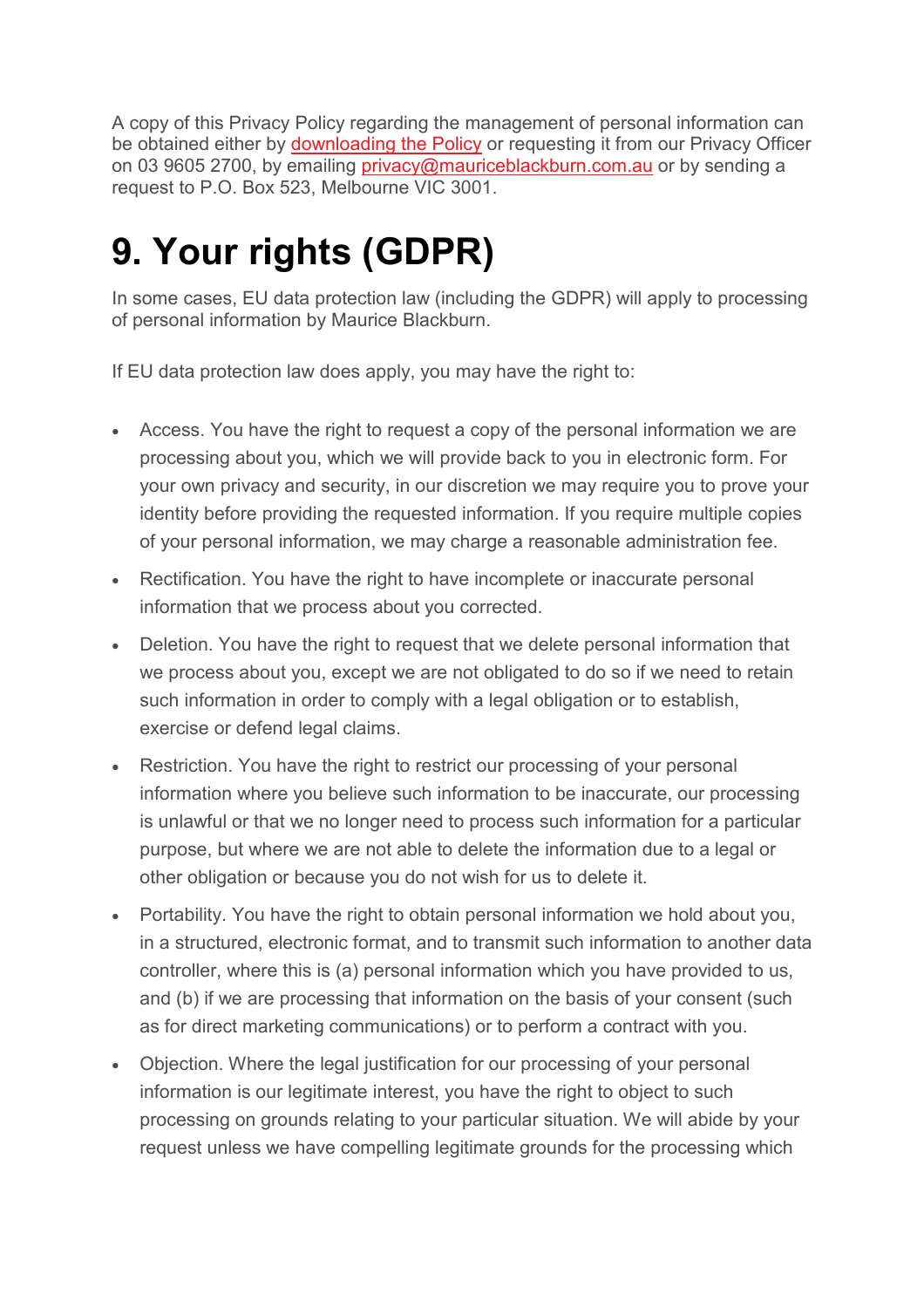A copy of this Privacy Policy regarding the management of personal information can be obtained either by downloading the Policy or requesting it from our Privacy Officer on 03 9605 2700, by emailing privacy@mauriceblackburn.com.au or by sending a request to P.O. Box 523, Melbourne VIC 3001.

# 9. Your rights (GDPR)

In some cases, EU data protection law (including the GDPR) will apply to processing of personal information by Maurice Blackburn.

If EU data protection law does apply, you may have the right to:

- Access. You have the right to request a copy of the personal information we are processing about you, which we will provide back to you in electronic form. For your own privacy and security, in our discretion we may require you to prove your identity before providing the requested information. If you require multiple copies of your personal information, we may charge a reasonable administration fee.
- Rectification. You have the right to have incomplete or inaccurate personal information that we process about you corrected.
- Deletion. You have the right to request that we delete personal information that we process about you, except we are not obligated to do so if we need to retain such information in order to comply with a legal obligation or to establish, exercise or defend legal claims.
- Restriction. You have the right to restrict our processing of your personal information where you believe such information to be inaccurate, our processing is unlawful or that we no longer need to process such information for a particular purpose, but where we are not able to delete the information due to a legal or other obligation or because you do not wish for us to delete it.
- Portability. You have the right to obtain personal information we hold about you, in a structured, electronic format, and to transmit such information to another data controller, where this is (a) personal information which you have provided to us, and (b) if we are processing that information on the basis of your consent (such as for direct marketing communications) or to perform a contract with you.
- Objection. Where the legal justification for our processing of your personal information is our legitimate interest, you have the right to object to such processing on grounds relating to your particular situation. We will abide by your request unless we have compelling legitimate grounds for the processing which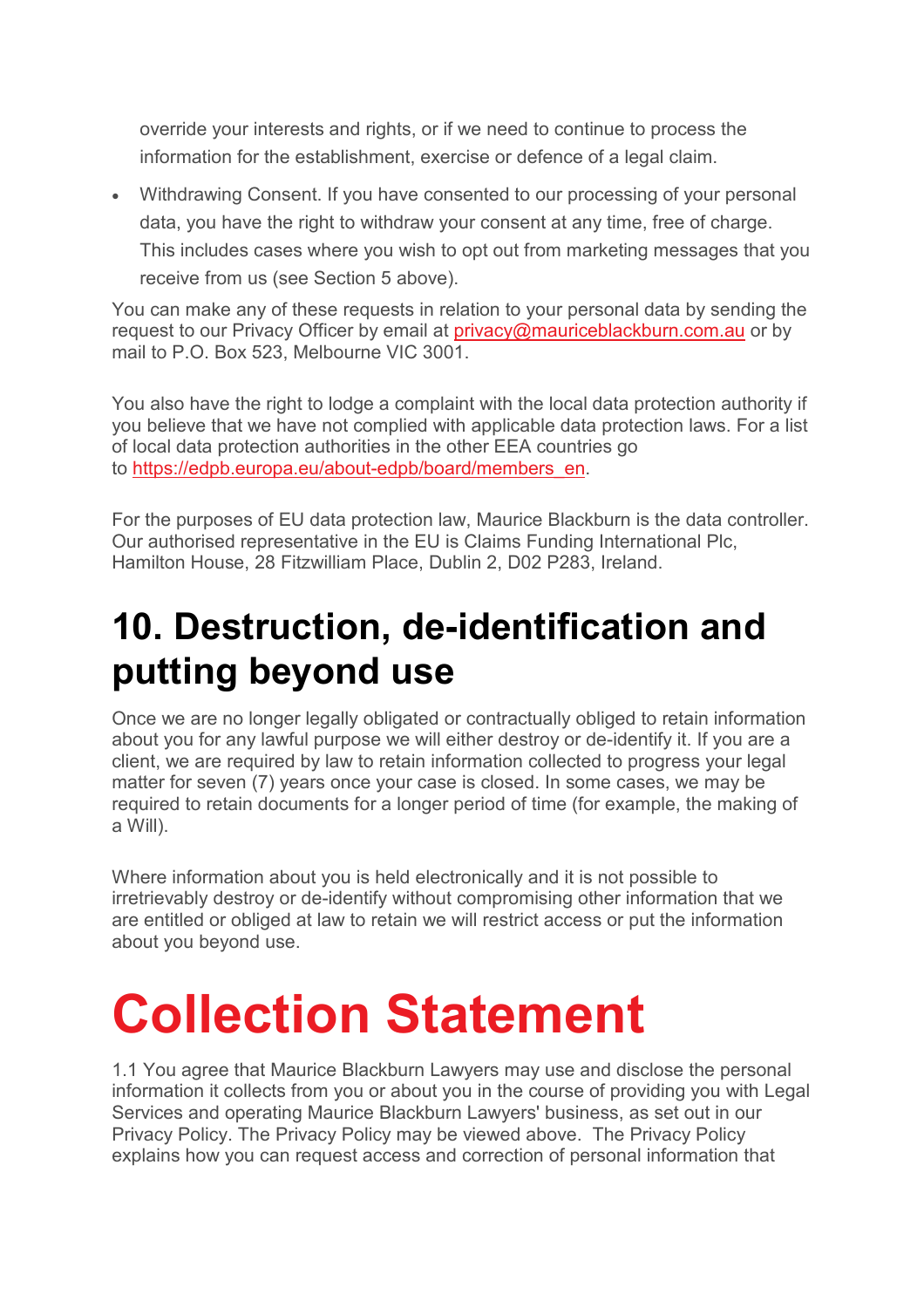override your interests and rights, or if we need to continue to process the information for the establishment, exercise or defence of a legal claim.

- Withdrawing Consent. If you have consented to our processing of your personal data, you have the right to withdraw your consent at any time, free of charge. This includes cases where you wish to opt out from marketing messages that you receive from us (see Section 5 above).

You can make any of these requests in relation to your personal data by sending the request to our Privacy Officer by email at privacy@mauriceblackburn.com.au or by mail to P.O. Box 523, Melbourne VIC 3001.

You also have the right to lodge a complaint with the local data protection authority if you believe that we have not complied with applicable data protection laws. For a list of local data protection authorities in the other EEA countries go to https://edpb.europa.eu/about-edpb/board/members_en.

For the purposes of EU data protection law, Maurice Blackburn is the data controller. Our authorised representative in the EU is Claims Funding International Plc, Hamilton House, 28 Fitzwilliam Place, Dublin 2, D02 P283, Ireland.

## 10. Destruction, de-identification and putting beyond use

Once we are no longer legally obligated or contractually obliged to retain information about you for any lawful purpose we will either destroy or de-identify it. If you are a client, we are required by law to retain information collected to progress your legal matter for seven (7) years once your case is closed. In some cases, we may be required to retain documents for a longer period of time (for example, the making of a Will).

Where information about you is held electronically and it is not possible to irretrievably destroy or de-identify without compromising other information that we are entitled or obliged at law to retain we will restrict access or put the information about you beyond use.

# Collection Statement

1.1 You agree that Maurice Blackburn Lawyers may use and disclose the personal information it collects from you or about you in the course of providing you with Legal Services and operating Maurice Blackburn Lawyers' business, as set out in our Privacy Policy. The Privacy Policy may be viewed above. The Privacy Policy explains how you can request access and correction of personal information that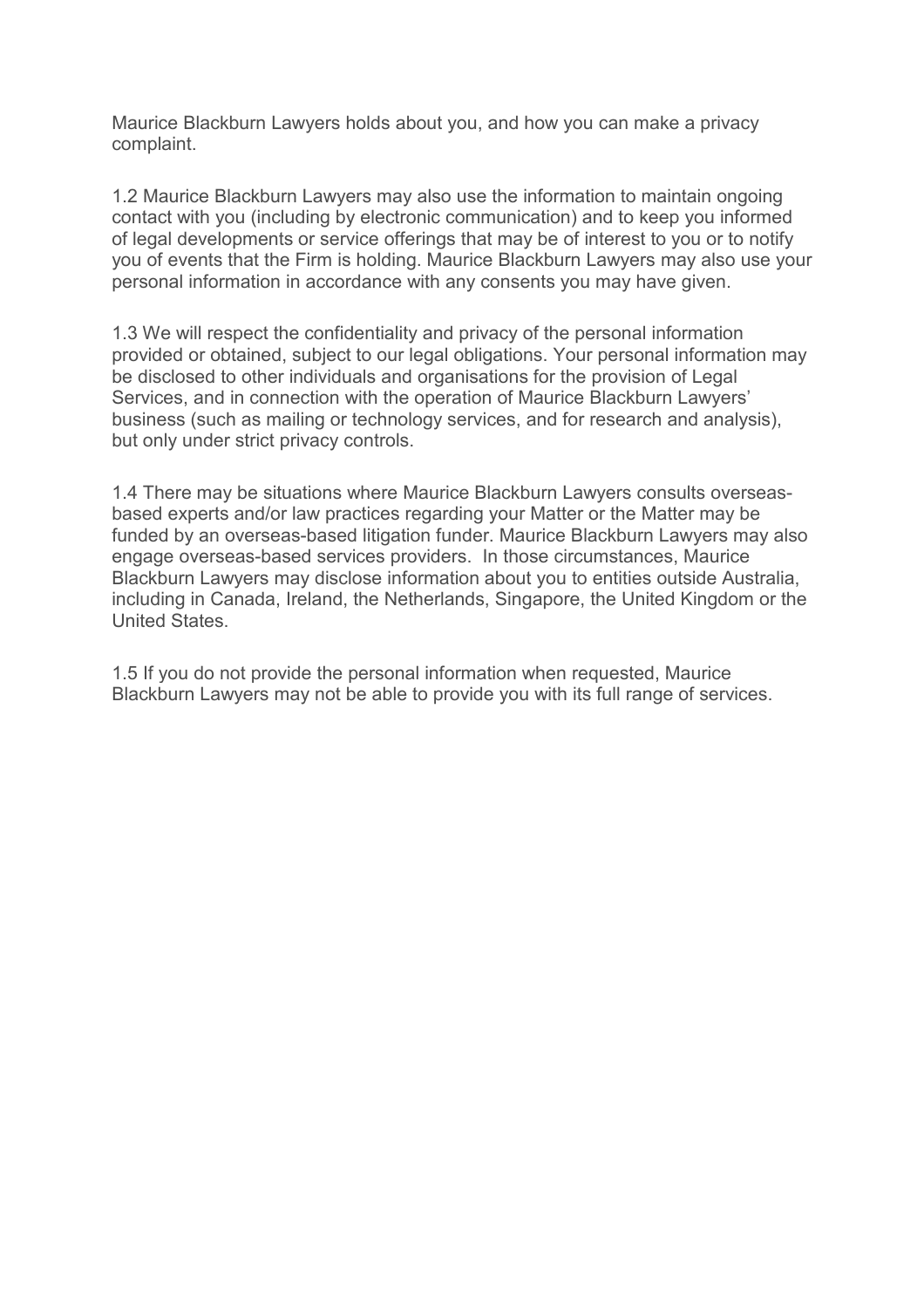Maurice Blackburn Lawyers holds about you, and how you can make a privacy complaint.

1.2 Maurice Blackburn Lawyers may also use the information to maintain ongoing contact with you (including by electronic communication) and to keep you informed of legal developments or service offerings that may be of interest to you or to notify you of events that the Firm is holding. Maurice Blackburn Lawyers may also use your personal information in accordance with any consents you may have given.

1.3 We will respect the confidentiality and privacy of the personal information provided or obtained, subject to our legal obligations. Your personal information may be disclosed to other individuals and organisations for the provision of Legal Services, and in connection with the operation of Maurice Blackburn Lawyers' business (such as mailing or technology services, and for research and analysis), but only under strict privacy controls.

1.4 There may be situations where Maurice Blackburn Lawyers consults overseas-based experts and/or law practices regarding your Matter or the Matter may be funded by an overseas-based litigation funder. Maurice Blackburn Lawyers may also engage overseas-based services providers. In those circumstances, Maurice Blackburn Lawyers may disclose information about you to entities outside Australia, including in Canada, Ireland, the Netherlands, Singapore, the United Kingdom or the United States.

1.5 If you do not provide the personal information when requested, Maurice Blackburn Lawyers may not be able to provide you with its full range of services.